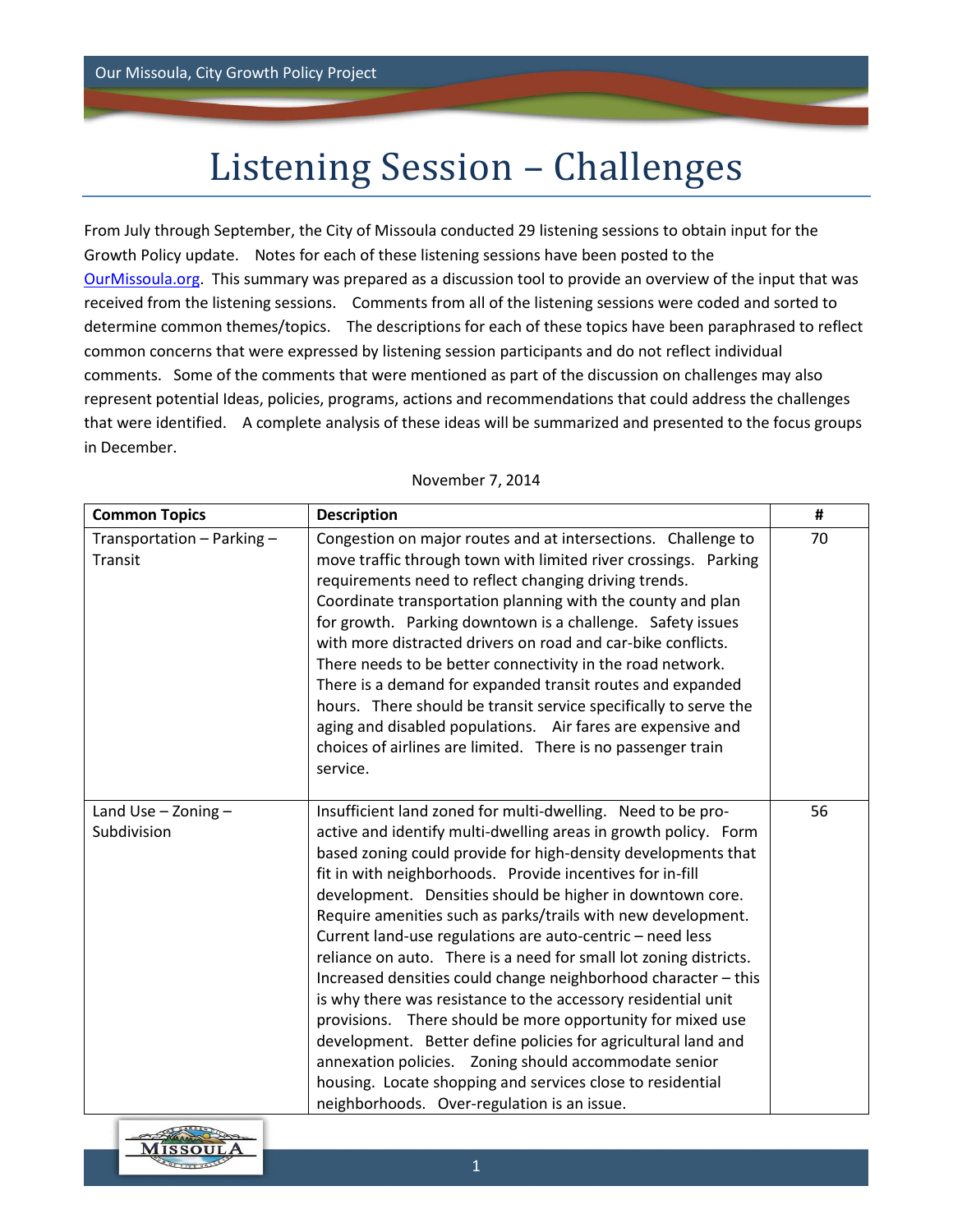# Listening Session – Challenges

From July through September, the City of Missoula conducted 29 listening sessions to obtain input for the Growth Policy update. Notes for each of these listening sessions have been posted to the [OurMissoula.org](OurMissoula.org). This summary was prepared as a discussion tool to provide an overview of the input that was received from the listening sessions. Comments from all of the listening sessions were coded and sorted to determine common themes/topics. The descriptions for each of these topics have been paraphrased to reflect common concerns that were expressed by listening session participants and do not reflect individual comments. Some of the comments that were mentioned as part of the discussion on challenges may also represent potential Ideas, policies, programs, actions and recommendations that could address the challenges that were identified. A complete analysis of these ideas will be summarized and presented to the focus groups in December.

November 7, 2014

| Common Topics | Description | # |
|---|---|---|
| Transportation – Parking – Transit | Congestion on major routes and at intersections. Challenge to move traffic through town with limited river crossings. Parking requirements need to reflect changing driving trends. Coordinate transportation planning with the county and plan for growth. Parking downtown is a challenge. Safety issues with more distracted drivers on road and car-bike conflicts. There needs to be better connectivity in the road network. There is a demand for expanded transit routes and expanded hours. There should be transit service specifically to serve the aging and disabled populations. Air fares are expensive and choices of airlines are limited. There is no passenger train service. | 70 |
| Land Use – Zoning – Subdivision | Insufficient land zoned for multi-dwelling. Need to be pro-active and identify multi-dwelling areas in growth policy. Form based zoning could provide for high-density developments that fit in with neighborhoods. Provide incentives for in-fill development. Densities should be higher in downtown core. Require amenities such as parks/trails with new development. Current land-use regulations are auto-centric – need less reliance on auto. There is a need for small lot zoning districts. Increased densities could change neighborhood character – this is why there was resistance to the accessory residential unit provisions. There should be more opportunity for mixed use development. Better define policies for agricultural land and annexation policies. Zoning should accommodate senior housing. Locate shopping and services close to residential neighborhoods. Over-regulation is an issue. | 56 |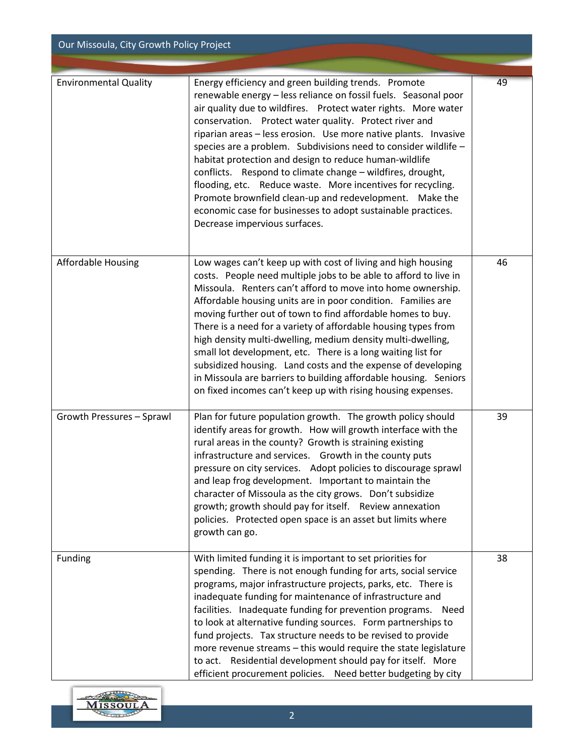| | | |
|---|---|---|
| Environmental Quality | Energy efficiency and green building trends. Promote renewable energy – less reliance on fossil fuels. Seasonal poor air quality due to wildfires. Protect water rights. More water conservation. Protect water quality. Protect river and riparian areas – less erosion. Use more native plants. Invasive species are a problem. Subdivisions need to consider wildlife – habitat protection and design to reduce human-wildlife conflicts. Respond to climate change – wildfires, drought, flooding, etc. Reduce waste. More incentives for recycling. Promote brownfield clean-up and redevelopment. Make the economic case for businesses to adopt sustainable practices. Decrease impervious surfaces. | 49 |
| Affordable Housing | Low wages can't keep up with cost of living and high housing costs. People need multiple jobs to be able to afford to live in Missoula. Renters can't afford to move into home ownership. Affordable housing units are in poor condition. Families are moving further out of town to find affordable homes to buy. There is a need for a variety of affordable housing types from high density multi-dwelling, medium density multi-dwelling, small lot development, etc. There is a long waiting list for subsidized housing. Land costs and the expense of developing in Missoula are barriers to building affordable housing. Seniors on fixed incomes can't keep up with rising housing expenses. | 46 |
| Growth Pressures – Sprawl | Plan for future population growth. The growth policy should identify areas for growth. How will growth interface with the rural areas in the county? Growth is straining existing infrastructure and services. Growth in the county puts pressure on city services. Adopt policies to discourage sprawl and leap frog development. Important to maintain the character of Missoula as the city grows. Don't subsidize growth; growth should pay for itself. Review annexation policies. Protected open space is an asset but limits where growth can go. | 39 |
| Funding | With limited funding it is important to set priorities for spending. There is not enough funding for arts, social service programs, major infrastructure projects, parks, etc. There is inadequate funding for maintenance of infrastructure and facilities. Inadequate funding for prevention programs. Need to look at alternative funding sources. Form partnerships to fund projects. Tax structure needs to be revised to provide more revenue streams – this would require the state legislature to act. Residential development should pay for itself. More efficient procurement policies. Need better budgeting by city | 38 |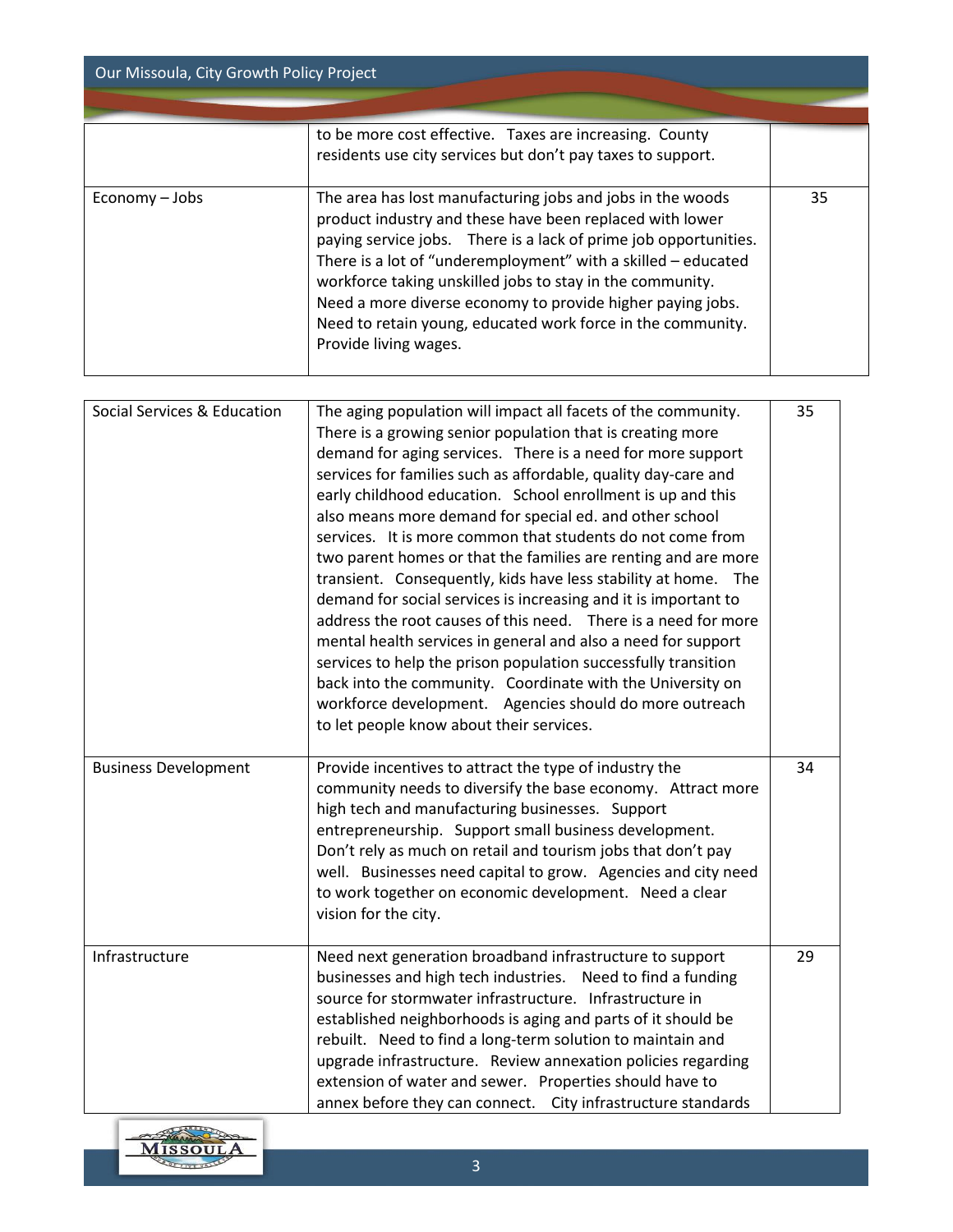| | | |
|---|---|---|
| | to be more cost effective. Taxes are increasing. County residents use city services but don't pay taxes to support. | |
| Economy – Jobs | The area has lost manufacturing jobs and jobs in the woods product industry and these have been replaced with lower paying service jobs. There is a lack of prime job opportunities. There is a lot of "underemployment" with a skilled – educated workforce taking unskilled jobs to stay in the community. Need a more diverse economy to provide higher paying jobs. Need to retain young, educated work force in the community. Provide living wages. | 35 |
| Social Services & Education | The aging population will impact all facets of the community. There is a growing senior population that is creating more demand for aging services. There is a need for more support services for families such as affordable, quality day-care and early childhood education. School enrollment is up and this also means more demand for special ed. and other school services. It is more common that students do not come from two parent homes or that the families are renting and are more transient. Consequently, kids have less stability at home. The demand for social services is increasing and it is important to address the root causes of this need. There is a need for more mental health services in general and also a need for support services to help the prison population successfully transition back into the community. Coordinate with the University on workforce development. Agencies should do more outreach to let people know about their services. | 35 |
| Business Development | Provide incentives to attract the type of industry the community needs to diversify the base economy. Attract more high tech and manufacturing businesses. Support entrepreneurship. Support small business development. Don't rely as much on retail and tourism jobs that don't pay well. Businesses need capital to grow. Agencies and city need to work together on economic development. Need a clear vision for the city. | 34 |
| Infrastructure | Need next generation broadband infrastructure to support businesses and high tech industries. Need to find a funding source for stormwater infrastructure. Infrastructure in established neighborhoods is aging and parts of it should be rebuilt. Need to find a long-term solution to maintain and upgrade infrastructure. Review annexation policies regarding extension of water and sewer. Properties should have to annex before they can connect. City infrastructure standards | 29 |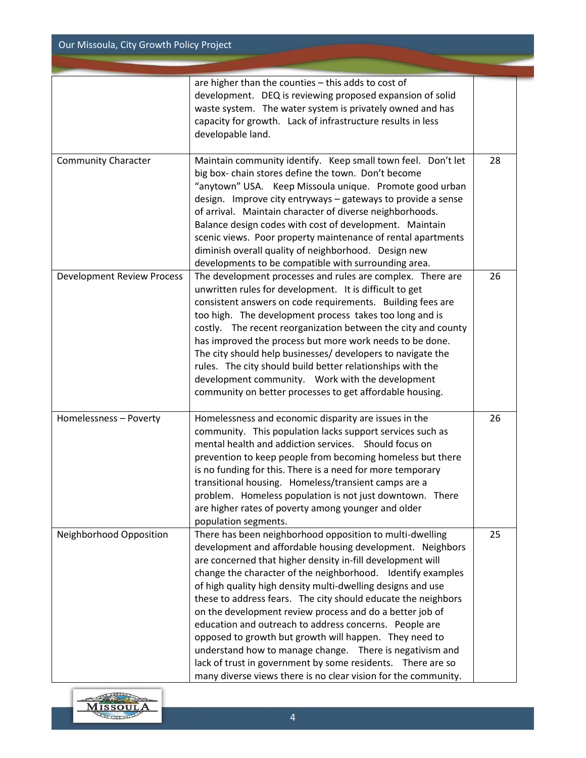| | | |
|---|---|---|
| | are higher than the counties – this adds to cost of development. DEQ is reviewing proposed expansion of solid waste system. The water system is privately owned and has capacity for growth. Lack of infrastructure results in less developable land. | |
| Community Character | Maintain community identify. Keep small town feel. Don't let big box- chain stores define the town. Don't become "anytown" USA. Keep Missoula unique. Promote good urban design. Improve city entryways – gateways to provide a sense of arrival. Maintain character of diverse neighborhoods. Balance design codes with cost of development. Maintain scenic views. Poor property maintenance of rental apartments diminish overall quality of neighborhood. Design new developments to be compatible with surrounding area. | 28 |
| Development Review Process | The development processes and rules are complex. There are unwritten rules for development. It is difficult to get consistent answers on code requirements. Building fees are too high. The development process takes too long and is costly. The recent reorganization between the city and county has improved the process but more work needs to be done. The city should help businesses/ developers to navigate the rules. The city should build better relationships with the development community. Work with the development community on better processes to get affordable housing. | 26 |
| Homelessness – Poverty | Homelessness and economic disparity are issues in the community. This population lacks support services such as mental health and addiction services. Should focus on prevention to keep people from becoming homeless but there is no funding for this. There is a need for more temporary transitional housing. Homeless/transient camps are a problem. Homeless population is not just downtown. There are higher rates of poverty among younger and older population segments. | 26 |
| Neighborhood Opposition | There has been neighborhood opposition to multi-dwelling development and affordable housing development. Neighbors are concerned that higher density in-fill development will change the character of the neighborhood. Identify examples of high quality high density multi-dwelling designs and use these to address fears. The city should educate the neighbors on the development review process and do a better job of education and outreach to address concerns. People are opposed to growth but growth will happen. They need to understand how to manage change. There is negativism and lack of trust in government by some residents. There are so many diverse views there is no clear vision for the community. | 25 |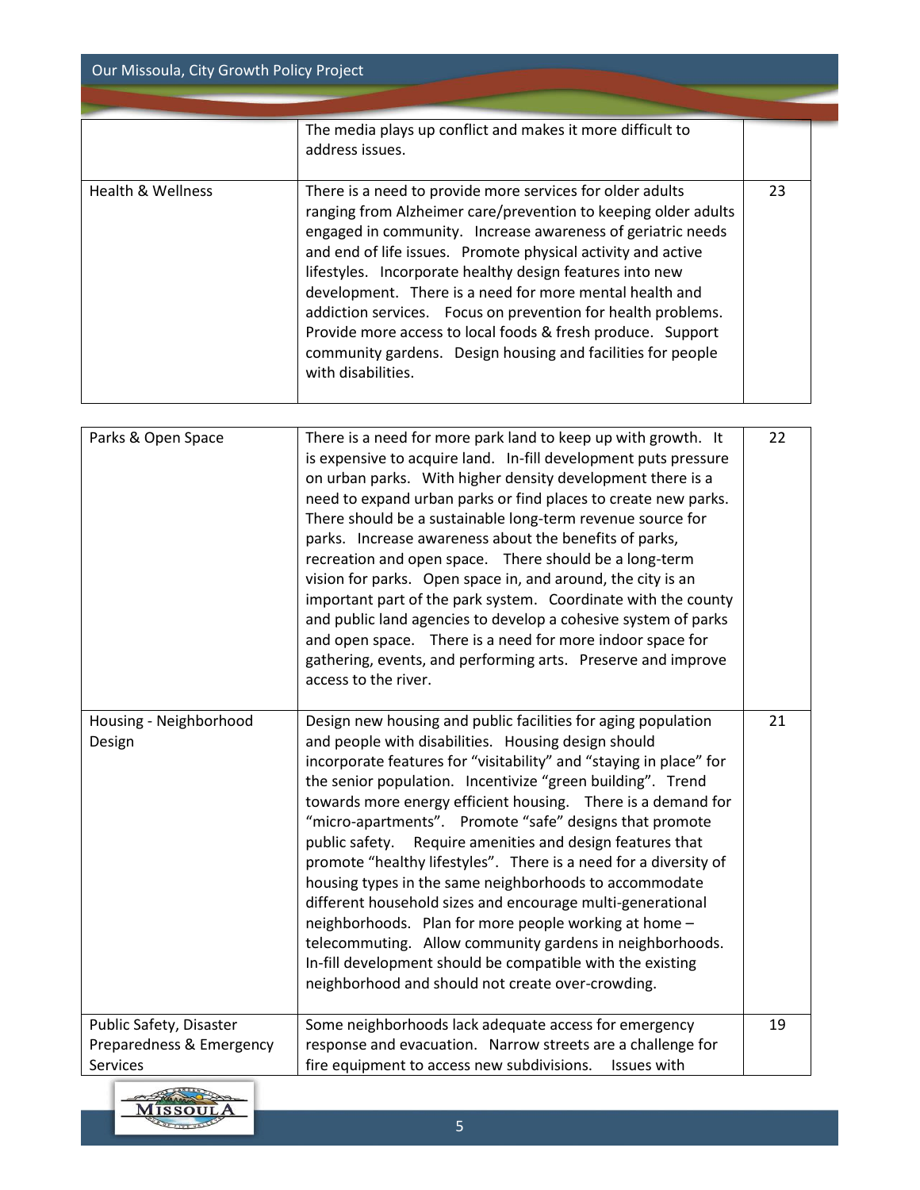| | | |
|---|---|---|
| | The media plays up conflict and makes it more difficult to address issues. | |
| Health & Wellness | There is a need to provide more services for older adults ranging from Alzheimer care/prevention to keeping older adults engaged in community. Increase awareness of geriatric needs and end of life issues. Promote physical activity and active lifestyles. Incorporate healthy design features into new development. There is a need for more mental health and addiction services. Focus on prevention for health problems. Provide more access to local foods & fresh produce. Support community gardens. Design housing and facilities for people with disabilities. | 23 |
| Parks & Open Space | There is a need for more park land to keep up with growth. It is expensive to acquire land. In-fill development puts pressure on urban parks. With higher density development there is a need to expand urban parks or find places to create new parks. There should be a sustainable long-term revenue source for parks. Increase awareness about the benefits of parks, recreation and open space. There should be a long-term vision for parks. Open space in, and around, the city is an important part of the park system. Coordinate with the county and public land agencies to develop a cohesive system of parks and open space. There is a need for more indoor space for gathering, events, and performing arts. Preserve and improve access to the river. | 22 |
| Housing - Neighborhood Design | Design new housing and public facilities for aging population and people with disabilities. Housing design should incorporate features for "visitability" and "staying in place" for the senior population. Incentivize "green building". Trend towards more energy efficient housing. There is a demand for "micro-apartments". Promote "safe" designs that promote public safety. Require amenities and design features that promote "healthy lifestyles". There is a need for a diversity of housing types in the same neighborhoods to accommodate different household sizes and encourage multi-generational neighborhoods. Plan for more people working at home – telecommuting. Allow community gardens in neighborhoods. In-fill development should be compatible with the existing neighborhood and should not create over-crowding. | 21 |
| Public Safety, Disaster Preparedness & Emergency Services | Some neighborhoods lack adequate access for emergency response and evacuation. Narrow streets are a challenge for fire equipment to access new subdivisions. Issues with | 19 |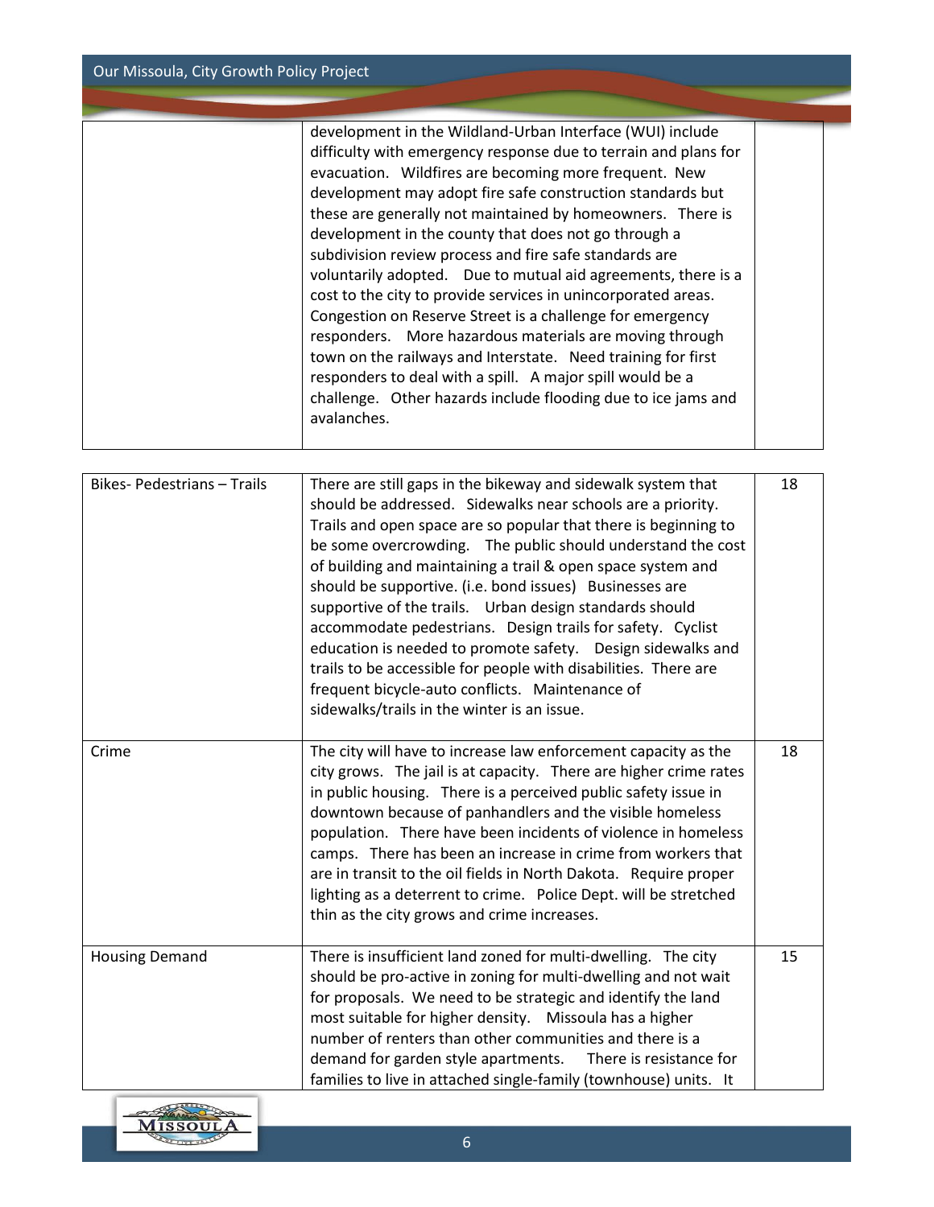| | | |
|---|---|---|
| | development in the Wildland-Urban Interface (WUI) include difficulty with emergency response due to terrain and plans for evacuation. Wildfires are becoming more frequent. New development may adopt fire safe construction standards but these are generally not maintained by homeowners. There is development in the county that does not go through a subdivision review process and fire safe standards are voluntarily adopted. Due to mutual aid agreements, there is a cost to the city to provide services in unincorporated areas. Congestion on Reserve Street is a challenge for emergency responders. More hazardous materials are moving through town on the railways and Interstate. Need training for first responders to deal with a spill. A major spill would be a challenge. Other hazards include flooding due to ice jams and avalanches. | |

| | | |
|---|---|---|
| Bikes- Pedestrians – Trails | There are still gaps in the bikeway and sidewalk system that should be addressed. Sidewalks near schools are a priority. Trails and open space are so popular that there is beginning to be some overcrowding. The public should understand the cost of building and maintaining a trail & open space system and should be supportive. (i.e. bond issues) Businesses are supportive of the trails. Urban design standards should accommodate pedestrians. Design trails for safety. Cyclist education is needed to promote safety. Design sidewalks and trails to be accessible for people with disabilities. There are frequent bicycle-auto conflicts. Maintenance of sidewalks/trails in the winter is an issue. | 18 |
| Crime | The city will have to increase law enforcement capacity as the city grows. The jail is at capacity. There are higher crime rates in public housing. There is a perceived public safety issue in downtown because of panhandlers and the visible homeless population. There have been incidents of violence in homeless camps. There has been an increase in crime from workers that are in transit to the oil fields in North Dakota. Require proper lighting as a deterrent to crime. Police Dept. will be stretched thin as the city grows and crime increases. | 18 |
| Housing Demand | There is insufficient land zoned for multi-dwelling. The city should be pro-active in zoning for multi-dwelling and not wait for proposals. We need to be strategic and identify the land most suitable for higher density. Missoula has a higher number of renters than other communities and there is a demand for garden style apartments. There is resistance for families to live in attached single-family (townhouse) units. It | 15 |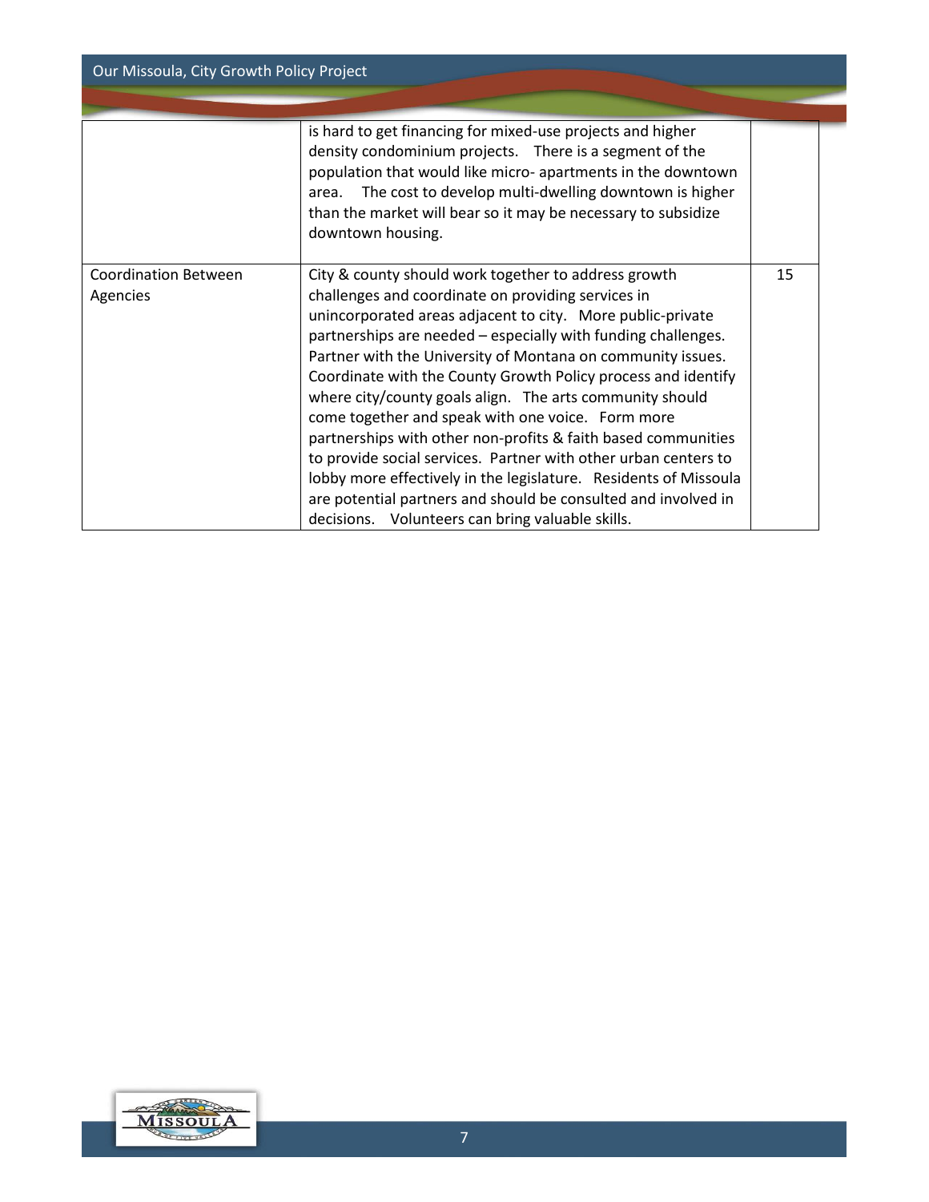| | | |
|---|---|---|
| | is hard to get financing for mixed-use projects and higher density condominium projects. There is a segment of the population that would like micro- apartments in the downtown area. The cost to develop multi-dwelling downtown is higher than the market will bear so it may be necessary to subsidize downtown housing. | |
| Coordination Between Agencies | City & county should work together to address growth challenges and coordinate on providing services in unincorporated areas adjacent to city. More public-private partnerships are needed – especially with funding challenges. Partner with the University of Montana on community issues. Coordinate with the County Growth Policy process and identify where city/county goals align. The arts community should come together and speak with one voice. Form more partnerships with other non-profits & faith based communities to provide social services. Partner with other urban centers to lobby more effectively in the legislature. Residents of Missoula are potential partners and should be consulted and involved in decisions. Volunteers can bring valuable skills. | 15 |